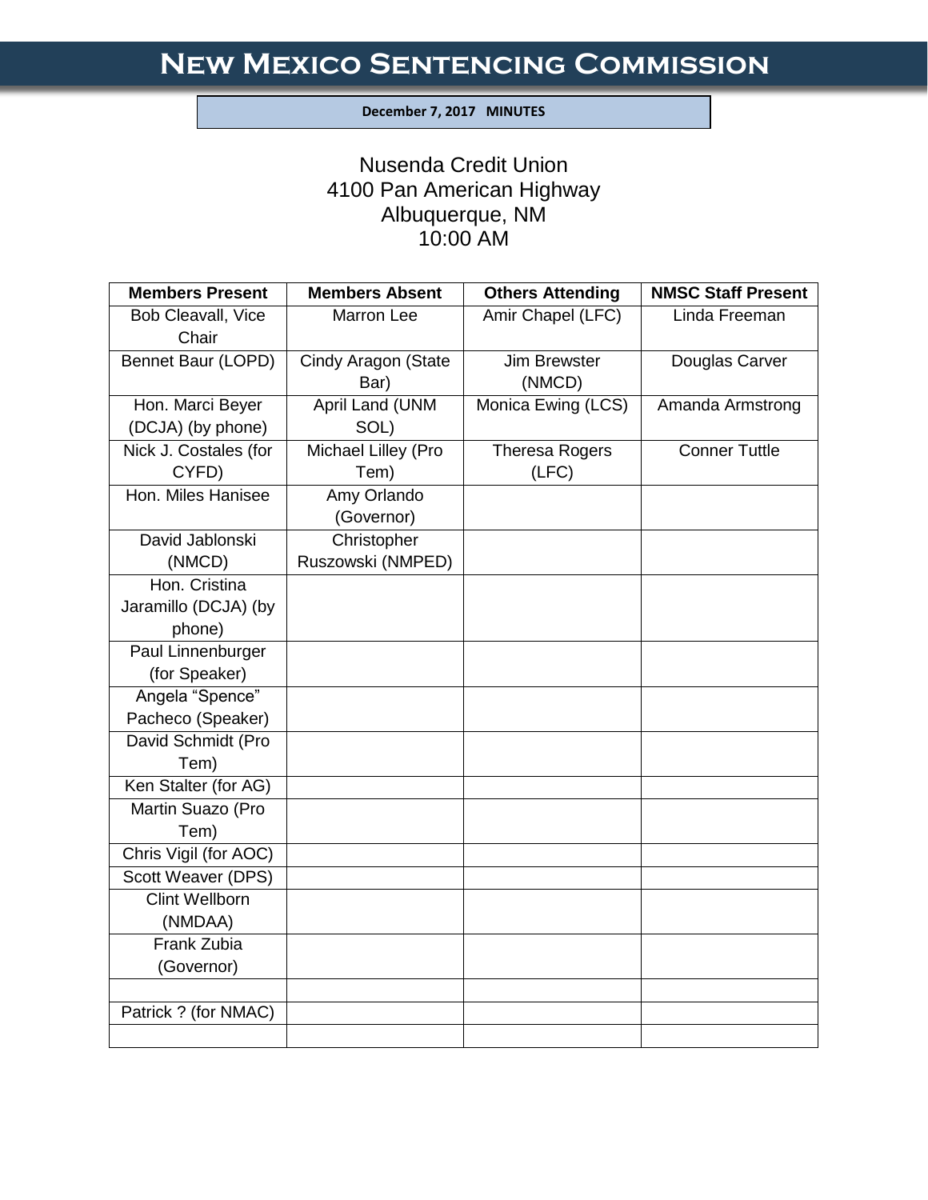# New Mexico Sentencing Commission

**December 7, 2017 MINUTES**

Nusenda Credit Union
4100 Pan American Highway
Albuquerque, NM
10:00 AM

| Members Present | Members Absent | Others Attending | NMSC Staff Present |
|---|---|---|---|
| Bob Cleavall, Vice Chair | Marron Lee | Amir Chapel (LFC) | Linda Freeman |
| Bennet Baur (LOPD) | Cindy Aragon (State Bar) | Jim Brewster (NMCD) | Douglas Carver |
| Hon. Marci Beyer (DCJA) (by phone) | April Land (UNM SOL) | Monica Ewing (LCS) | Amanda Armstrong |
| Nick J. Costales (for CYFD) | Michael Lilley (Pro Tem) | Theresa Rogers (LFC) | Conner Tuttle |
| Hon. Miles Hanisee | Amy Orlando (Governor) | | |
| David Jablonski (NMCD) | Christopher Ruszowski (NMPED) | | |
| Hon. Cristina Jaramillo (DCJA) (by phone) | | | |
| Paul Linnenburger (for Speaker) | | | |
| Angela "Spence" Pacheco (Speaker) | | | |
| David Schmidt (Pro Tem) | | | |
| Ken Stalter (for AG) | | | |
| Martin Suazo (Pro Tem) | | | |
| Chris Vigil (for AOC) | | | |
| Scott Weaver (DPS) | | | |
| Clint Wellborn (NMDAA) | | | |
| Frank Zubia (Governor) | | | |
| | | | |
| Patrick ? (for NMAC) | | | |
| | | | |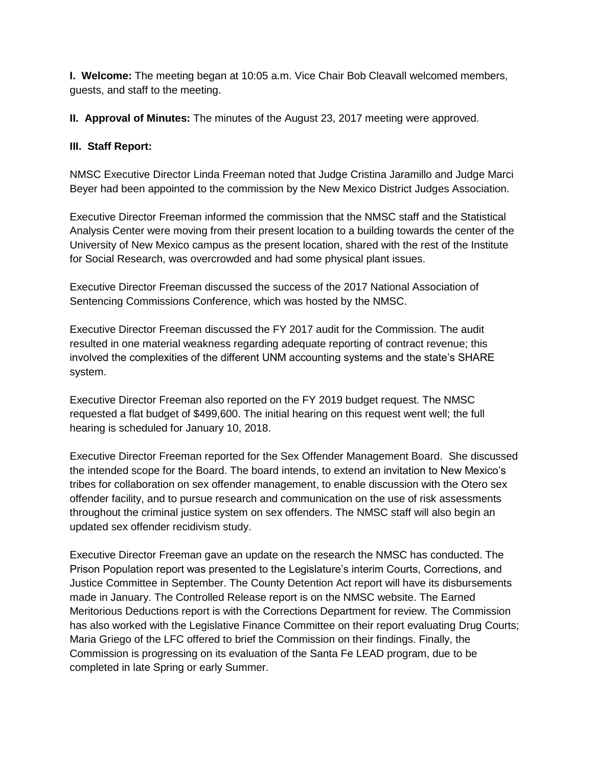**I. Welcome:** The meeting began at 10:05 a.m. Vice Chair Bob Cleavall welcomed members, guests, and staff to the meeting.

**II. Approval of Minutes:** The minutes of the August 23, 2017 meeting were approved.

**III. Staff Report:**

NMSC Executive Director Linda Freeman noted that Judge Cristina Jaramillo and Judge Marci Beyer had been appointed to the commission by the New Mexico District Judges Association.

Executive Director Freeman informed the commission that the NMSC staff and the Statistical Analysis Center were moving from their present location to a building towards the center of the University of New Mexico campus as the present location, shared with the rest of the Institute for Social Research, was overcrowded and had some physical plant issues.

Executive Director Freeman discussed the success of the 2017 National Association of Sentencing Commissions Conference, which was hosted by the NMSC.

Executive Director Freeman discussed the FY 2017 audit for the Commission. The audit resulted in one material weakness regarding adequate reporting of contract revenue; this involved the complexities of the different UNM accounting systems and the state's SHARE system.

Executive Director Freeman also reported on the FY 2019 budget request. The NMSC requested a flat budget of $499,600. The initial hearing on this request went well; the full hearing is scheduled for January 10, 2018.

Executive Director Freeman reported for the Sex Offender Management Board. She discussed the intended scope for the Board. The board intends, to extend an invitation to New Mexico's tribes for collaboration on sex offender management, to enable discussion with the Otero sex offender facility, and to pursue research and communication on the use of risk assessments throughout the criminal justice system on sex offenders. The NMSC staff will also begin an updated sex offender recidivism study.

Executive Director Freeman gave an update on the research the NMSC has conducted. The Prison Population report was presented to the Legislature's interim Courts, Corrections, and Justice Committee in September. The County Detention Act report will have its disbursements made in January. The Controlled Release report is on the NMSC website. The Earned Meritorious Deductions report is with the Corrections Department for review. The Commission has also worked with the Legislative Finance Committee on their report evaluating Drug Courts; Maria Griego of the LFC offered to brief the Commission on their findings. Finally, the Commission is progressing on its evaluation of the Santa Fe LEAD program, due to be completed in late Spring or early Summer.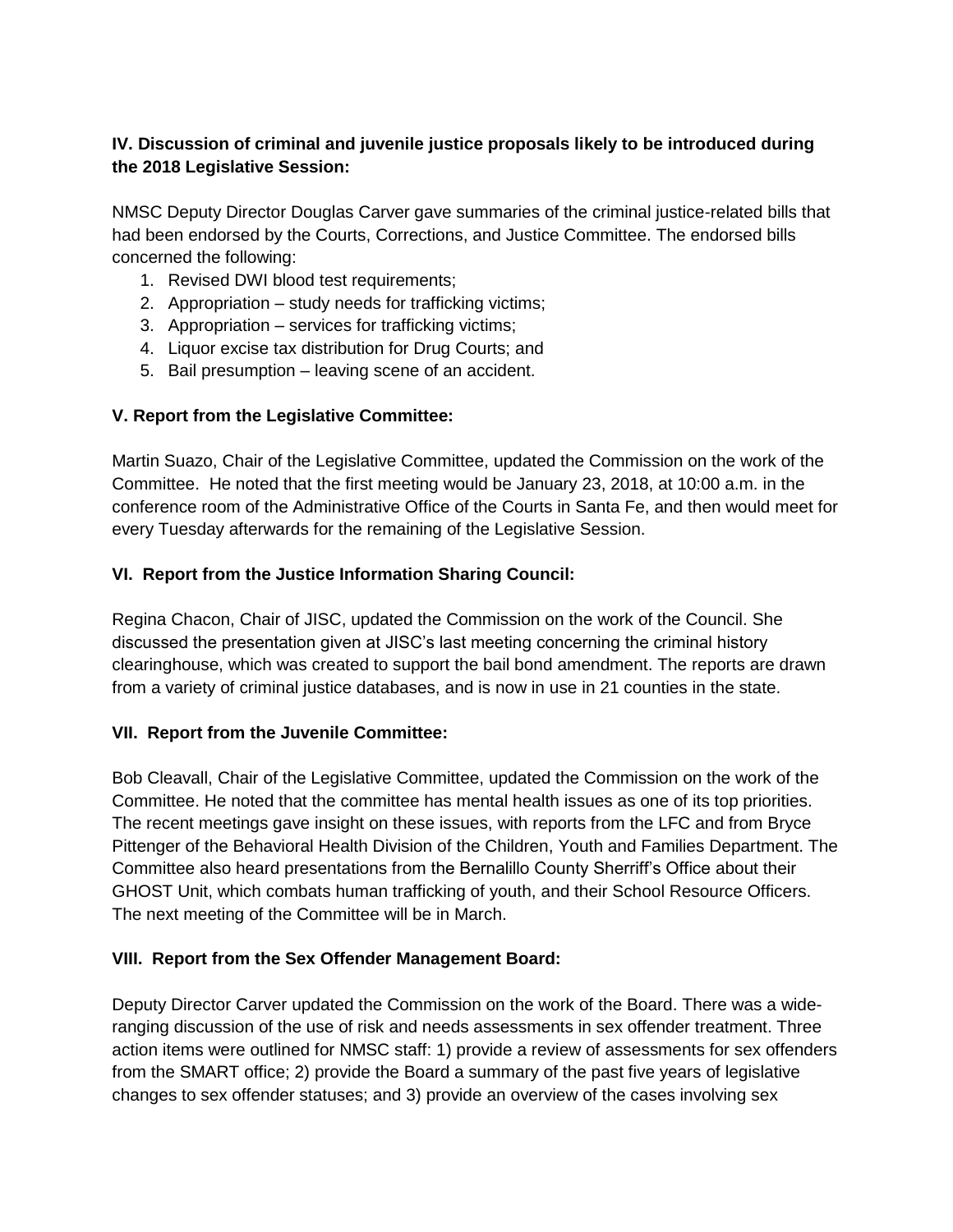**IV. Discussion of criminal and juvenile justice proposals likely to be introduced during the 2018 Legislative Session:**

NMSC Deputy Director Douglas Carver gave summaries of the criminal justice-related bills that had been endorsed by the Courts, Corrections, and Justice Committee. The endorsed bills concerned the following:

1. Revised DWI blood test requirements;
2. Appropriation – study needs for trafficking victims;
3. Appropriation – services for trafficking victims;
4. Liquor excise tax distribution for Drug Courts; and
5. Bail presumption – leaving scene of an accident.

**V. Report from the Legislative Committee:**

Martin Suazo, Chair of the Legislative Committee, updated the Commission on the work of the Committee. He noted that the first meeting would be January 23, 2018, at 10:00 a.m. in the conference room of the Administrative Office of the Courts in Santa Fe, and then would meet for every Tuesday afterwards for the remaining of the Legislative Session.

**VI. Report from the Justice Information Sharing Council:**

Regina Chacon, Chair of JISC, updated the Commission on the work of the Council. She discussed the presentation given at JISC's last meeting concerning the criminal history clearinghouse, which was created to support the bail bond amendment. The reports are drawn from a variety of criminal justice databases, and is now in use in 21 counties in the state.

**VII. Report from the Juvenile Committee:**

Bob Cleavall, Chair of the Legislative Committee, updated the Commission on the work of the Committee. He noted that the committee has mental health issues as one of its top priorities. The recent meetings gave insight on these issues, with reports from the LFC and from Bryce Pittenger of the Behavioral Health Division of the Children, Youth and Families Department. The Committee also heard presentations from the Bernalillo County Sherriff's Office about their GHOST Unit, which combats human trafficking of youth, and their School Resource Officers. The next meeting of the Committee will be in March.

**VIII. Report from the Sex Offender Management Board:**

Deputy Director Carver updated the Commission on the work of the Board. There was a wide-ranging discussion of the use of risk and needs assessments in sex offender treatment. Three action items were outlined for NMSC staff: 1) provide a review of assessments for sex offenders from the SMART office; 2) provide the Board a summary of the past five years of legislative changes to sex offender statuses; and 3) provide an overview of the cases involving sex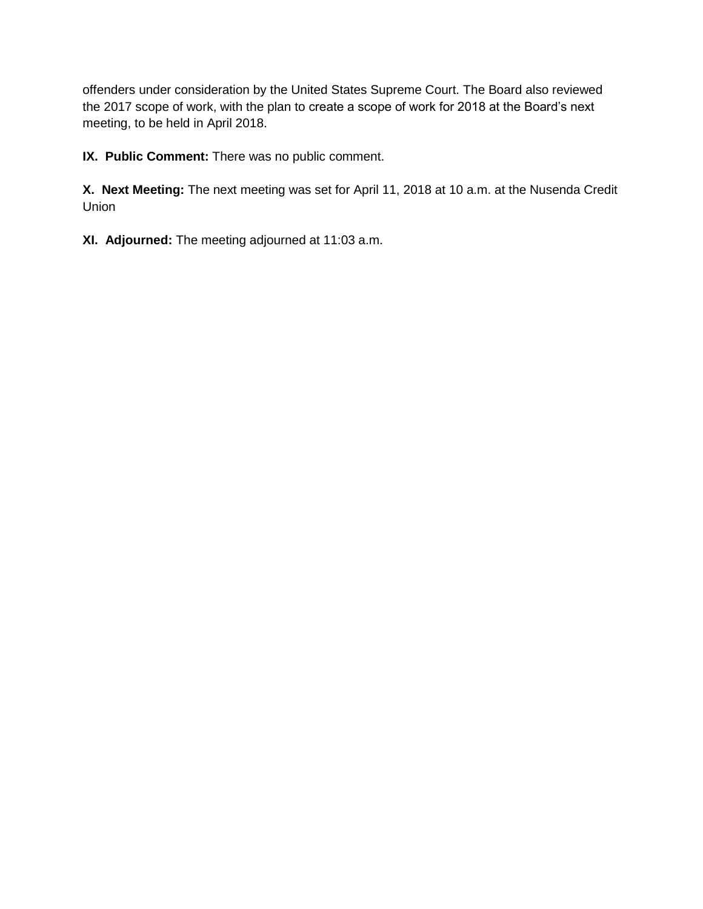offenders under consideration by the United States Supreme Court. The Board also reviewed the 2017 scope of work, with the plan to create a scope of work for 2018 at the Board's next meeting, to be held in April 2018.

**IX. Public Comment:** There was no public comment.

**X. Next Meeting:** The next meeting was set for April 11, 2018 at 10 a.m. at the Nusenda Credit Union

**XI. Adjourned:** The meeting adjourned at 11:03 a.m.